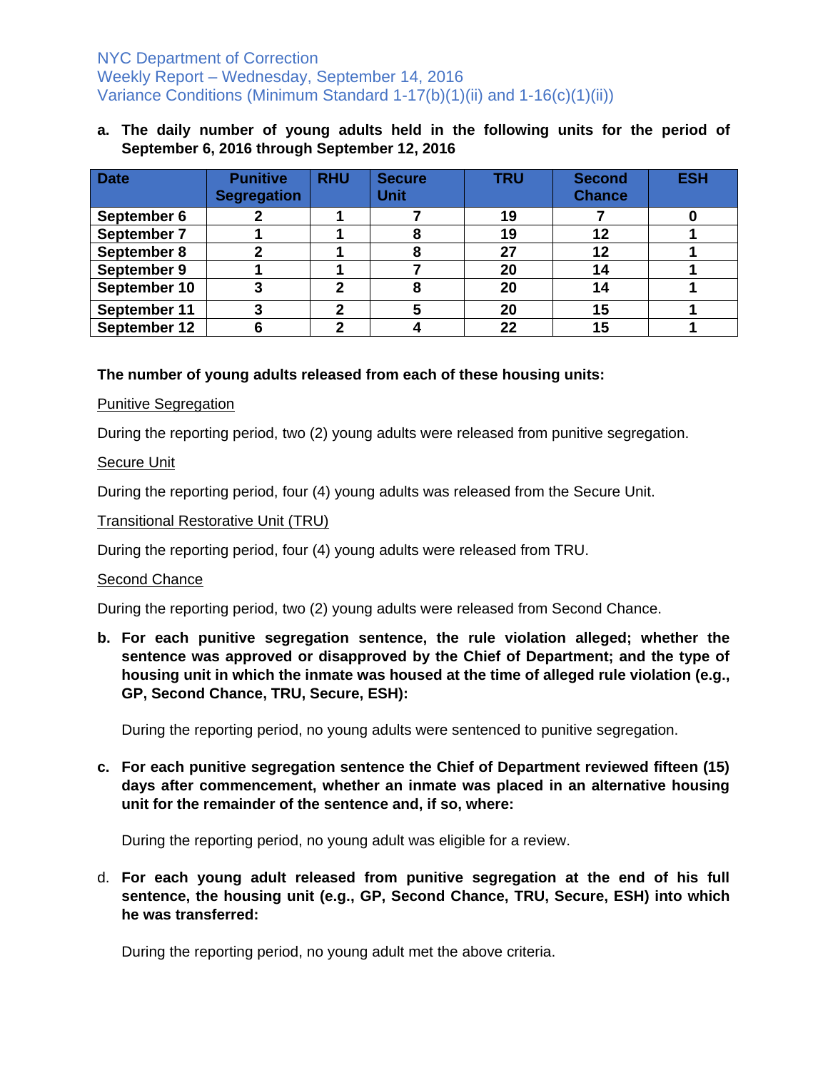NYC Department of Correction
Weekly Report – Wednesday, September 14, 2016
Variance Conditions (Minimum Standard 1-17(b)(1)(ii) and 1-16(c)(1)(ii))

**a. The daily number of young adults held in the following units for the period of September 6, 2016 through September 12, 2016**

| Date | Punitive Segregation | RHU | Secure Unit | TRU | Second Chance | ESH |
|---|---|---|---|---|---|---|
| September 6 | 2 | 1 | 7 | 19 | 7 | 0 |
| September 7 | 1 | 1 | 8 | 19 | 12 | 1 |
| September 8 | 2 | 1 | 8 | 27 | 12 | 1 |
| September 9 | 1 | 1 | 7 | 20 | 14 | 1 |
| September 10 | 3 | 2 | 8 | 20 | 14 | 1 |
| September 11 | 3 | 2 | 5 | 20 | 15 | 1 |
| September 12 | 6 | 2 | 4 | 22 | 15 | 1 |

**The number of young adults released from each of these housing units:**

Punitive Segregation

During the reporting period, two (2) young adults were released from punitive segregation.

Secure Unit

During the reporting period, four (4) young adults was released from the Secure Unit.

Transitional Restorative Unit (TRU)

During the reporting period, four (4) young adults were released from TRU.

Second Chance

During the reporting period, two (2) young adults were released from Second Chance.

**b. For each punitive segregation sentence, the rule violation alleged; whether the sentence was approved or disapproved by the Chief of Department; and the type of housing unit in which the inmate was housed at the time of alleged rule violation (e.g., GP, Second Chance, TRU, Secure, ESH):**

During the reporting period, no young adults were sentenced to punitive segregation.

**c. For each punitive segregation sentence the Chief of Department reviewed fifteen (15) days after commencement, whether an inmate was placed in an alternative housing unit for the remainder of the sentence and, if so, where:**

During the reporting period, no young adult was eligible for a review.

d. **For each young adult released from punitive segregation at the end of his full sentence, the housing unit (e.g., GP, Second Chance, TRU, Secure, ESH) into which he was transferred:**

During the reporting period, no young adult met the above criteria.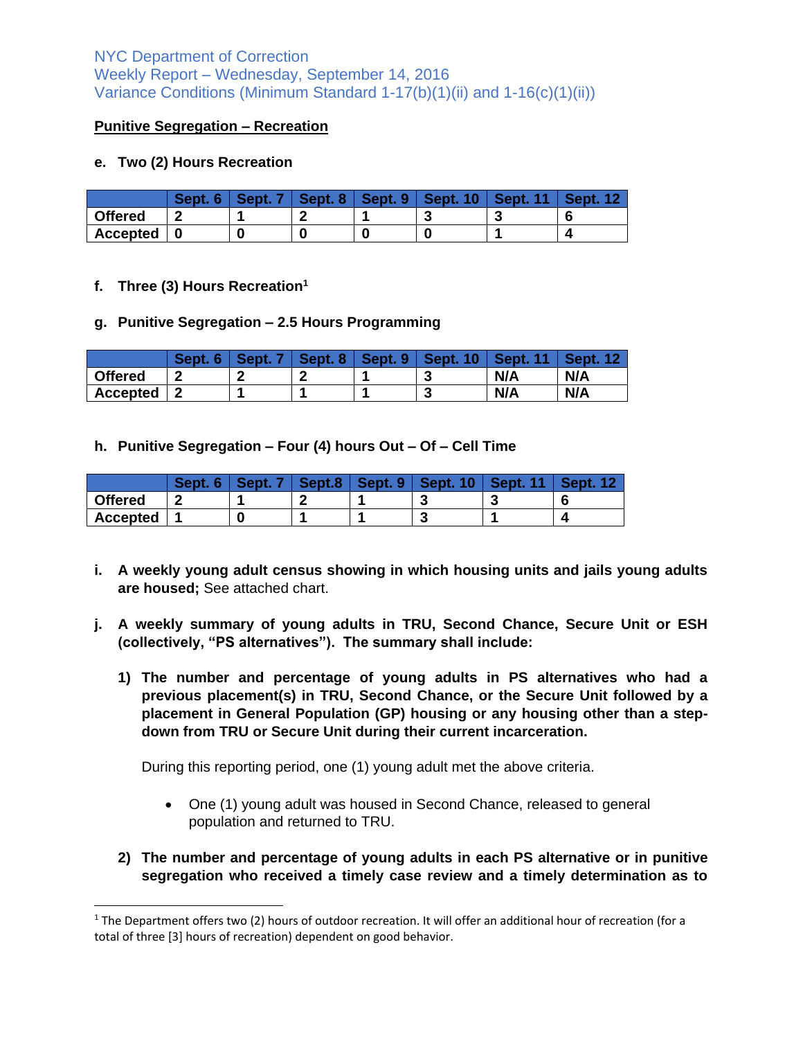NYC Department of Correction
Weekly Report – Wednesday, September 14, 2016
Variance Conditions (Minimum Standard 1-17(b)(1)(ii) and 1-16(c)(1)(ii))

**Punitive Segregation – Recreation**

**e. Two (2) Hours Recreation**

| | Sept. 6 | Sept. 7 | Sept. 8 | Sept. 9 | Sept. 10 | Sept. 11 | Sept. 12 |
|---|---|---|---|---|---|---|---|
| **Offered** | 2 | 1 | 2 | 1 | 3 | 3 | 6 |
| **Accepted** | 0 | 0 | 0 | 0 | 0 | 1 | 4 |

**f. Three (3) Hours Recreation**[1]

**g. Punitive Segregation – 2.5 Hours Programming**

| | Sept. 6 | Sept. 7 | Sept. 8 | Sept. 9 | Sept. 10 | Sept. 11 | Sept. 12 |
|---|---|---|---|---|---|---|---|
| **Offered** | 2 | 2 | 2 | 1 | 3 | N/A | N/A |
| **Accepted** | 2 | 1 | 1 | 1 | 3 | N/A | N/A |

**h. Punitive Segregation – Four (4) hours Out – Of – Cell Time**

| | Sept. 6 | Sept. 7 | Sept.8 | Sept. 9 | Sept. 10 | Sept. 11 | Sept. 12 |
|---|---|---|---|---|---|---|---|
| **Offered** | 2 | 1 | 2 | 1 | 3 | 3 | 6 |
| **Accepted** | 1 | 0 | 1 | 1 | 3 | 1 | 4 |

**i. A weekly young adult census showing in which housing units and jails young adults are housed;** See attached chart.

**j. A weekly summary of young adults in TRU, Second Chance, Secure Unit or ESH (collectively, "PS alternatives"). The summary shall include:**

**1) The number and percentage of young adults in PS alternatives who had a previous placement(s) in TRU, Second Chance, or the Secure Unit followed by a placement in General Population (GP) housing or any housing other than a step-down from TRU or Secure Unit during their current incarceration.**

During this reporting period, one (1) young adult met the above criteria.

- One (1) young adult was housed in Second Chance, released to general population and returned to TRU.

**2) The number and percentage of young adults in each PS alternative or in punitive segregation who received a timely case review and a timely determination as to**

[1] The Department offers two (2) hours of outdoor recreation. It will offer an additional hour of recreation (for a total of three [3] hours of recreation) dependent on good behavior.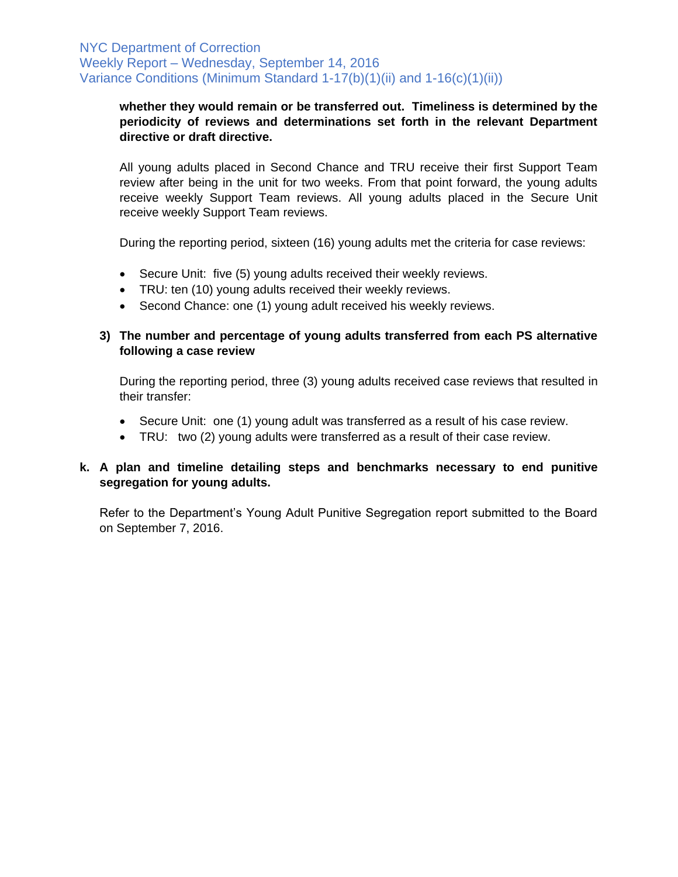**whether they would remain or be transferred out. Timeliness is determined by the periodicity of reviews and determinations set forth in the relevant Department directive or draft directive.**

All young adults placed in Second Chance and TRU receive their first Support Team review after being in the unit for two weeks. From that point forward, the young adults receive weekly Support Team reviews. All young adults placed in the Secure Unit receive weekly Support Team reviews.

During the reporting period, sixteen (16) young adults met the criteria for case reviews:

- Secure Unit: five (5) young adults received their weekly reviews.
- TRU: ten (10) young adults received their weekly reviews.
- Second Chance: one (1) young adult received his weekly reviews.

**3) The number and percentage of young adults transferred from each PS alternative following a case review**

During the reporting period, three (3) young adults received case reviews that resulted in their transfer:

- Secure Unit: one (1) young adult was transferred as a result of his case review.
- TRU: two (2) young adults were transferred as a result of their case review.

**k. A plan and timeline detailing steps and benchmarks necessary to end punitive segregation for young adults.**

Refer to the Department's Young Adult Punitive Segregation report submitted to the Board on September 7, 2016.